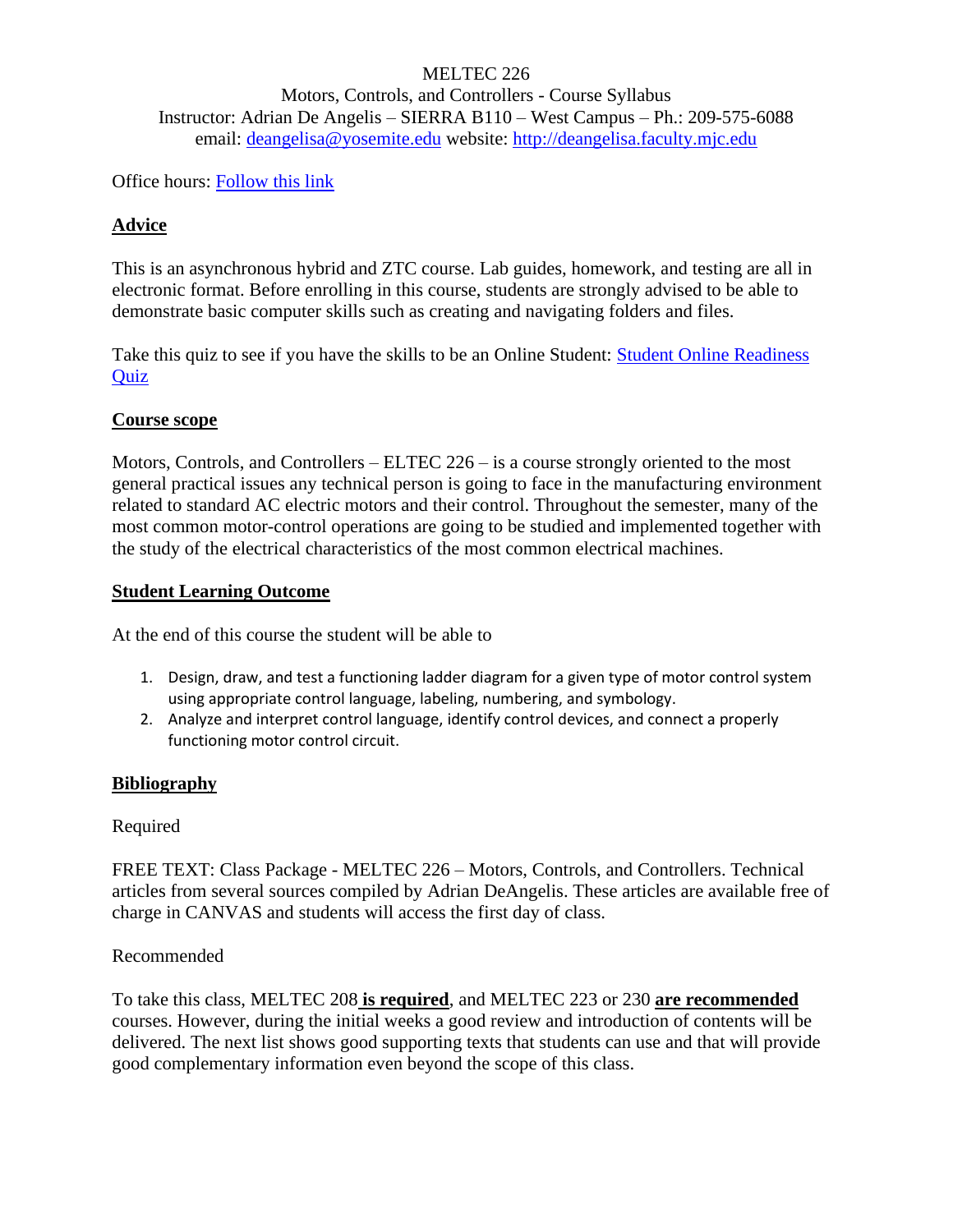MELTEC 226

Motors, Controls, and Controllers - Course Syllabus

Instructor: Adrian De Angelis – SIERRA B110 – West Campus – Ph.: 209-575-6088

email: [deangelisa@yosemite.edu](mailto:deangelisa@yosemite.edu) website: [http://deangelisa.faculty.mjc.edu](http://deangelisa.faculty.mjc.edu)

Office hours: Follow this link

## Advice

This is an asynchronous hybrid and ZTC course. Lab guides, homework, and testing are all in electronic format. Before enrolling in this course, students are strongly advised to be able to demonstrate basic computer skills such as creating and navigating folders and files.

Take this quiz to see if you have the skills to be an Online Student: Student Online Readiness Quiz

## Course scope

Motors, Controls, and Controllers – ELTEC 226 – is a course strongly oriented to the most general practical issues any technical person is going to face in the manufacturing environment related to standard AC electric motors and their control. Throughout the semester, many of the most common motor-control operations are going to be studied and implemented together with the study of the electrical characteristics of the most common electrical machines.

## Student Learning Outcome

At the end of this course the student will be able to

1. Design, draw, and test a functioning ladder diagram for a given type of motor control system using appropriate control language, labeling, numbering, and symbology.
2. Analyze and interpret control language, identify control devices, and connect a properly functioning motor control circuit.

## Bibliography

Required

FREE TEXT: Class Package - MELTEC 226 – Motors, Controls, and Controllers. Technical articles from several sources compiled by Adrian DeAngelis. These articles are available free of charge in CANVAS and students will access the first day of class.

Recommended

To take this class, MELTEC 208 **is required**, and MELTEC 223 or 230 **are recommended** courses. However, during the initial weeks a good review and introduction of contents will be delivered. The next list shows good supporting texts that students can use and that will provide good complementary information even beyond the scope of this class.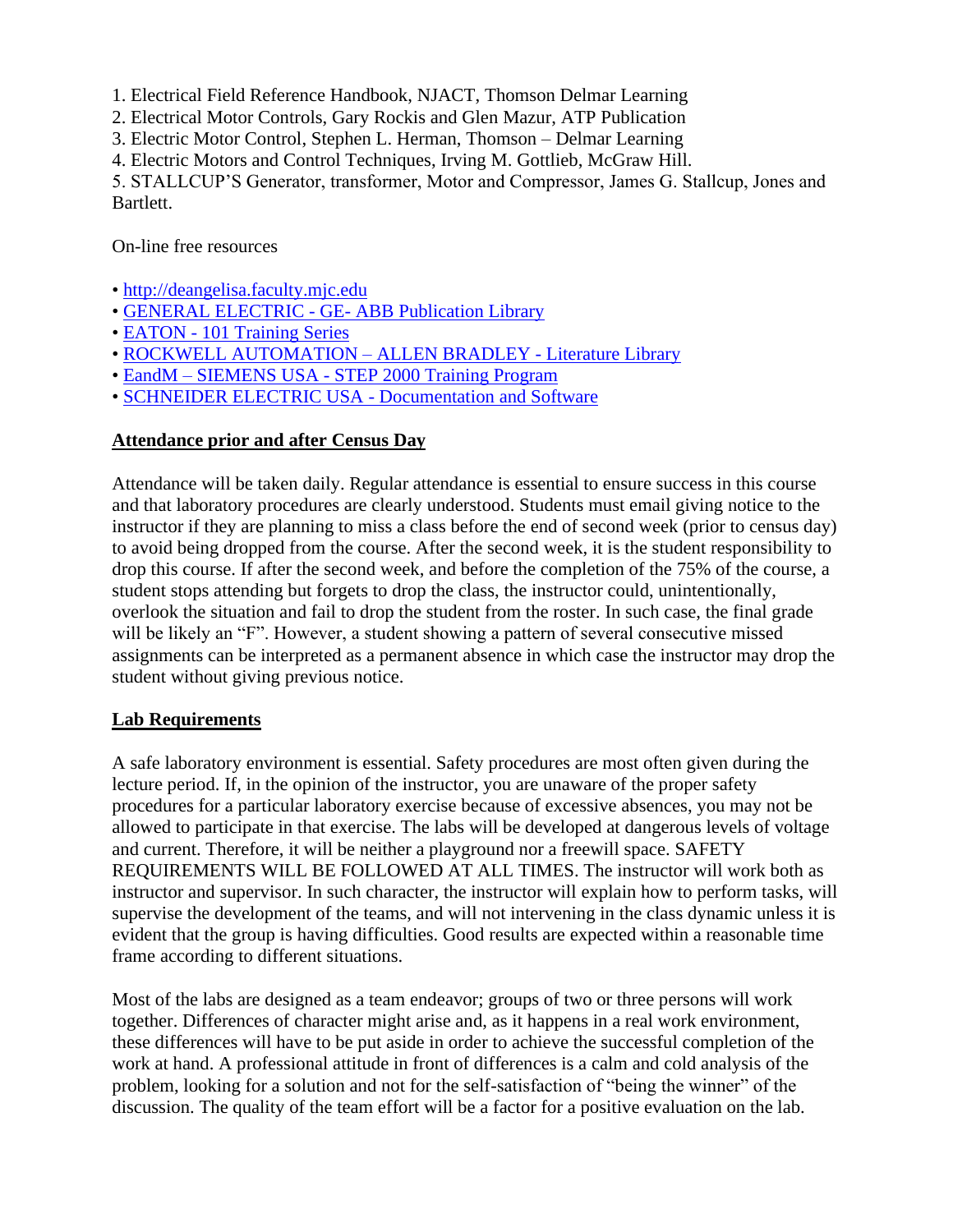1. Electrical Field Reference Handbook, NJACT, Thomson Delmar Learning
2. Electrical Motor Controls, Gary Rockis and Glen Mazur, ATP Publication
3. Electric Motor Control, Stephen L. Herman, Thomson – Delmar Learning
4. Electric Motors and Control Techniques, Irving M. Gottlieb, McGraw Hill.
5. STALLCUP'S Generator, transformer, Motor and Compressor, James G. Stallcup, Jones and Bartlett.

On-line free resources

- http://deangelisa.faculty.mjc.edu
- GENERAL ELECTRIC - GE- ABB Publication Library
- EATON - 101 Training Series
- ROCKWELL AUTOMATION – ALLEN BRADLEY - Literature Library
- EandM – SIEMENS USA - STEP 2000 Training Program
- SCHNEIDER ELECTRIC USA - Documentation and Software

## Attendance prior and after Census Day

Attendance will be taken daily. Regular attendance is essential to ensure success in this course and that laboratory procedures are clearly understood. Students must email giving notice to the instructor if they are planning to miss a class before the end of second week (prior to census day) to avoid being dropped from the course. After the second week, it is the student responsibility to drop this course. If after the second week, and before the completion of the 75% of the course, a student stops attending but forgets to drop the class, the instructor could, unintentionally, overlook the situation and fail to drop the student from the roster. In such case, the final grade will be likely an "F". However, a student showing a pattern of several consecutive missed assignments can be interpreted as a permanent absence in which case the instructor may drop the student without giving previous notice.

## Lab Requirements

A safe laboratory environment is essential. Safety procedures are most often given during the lecture period. If, in the opinion of the instructor, you are unaware of the proper safety procedures for a particular laboratory exercise because of excessive absences, you may not be allowed to participate in that exercise. The labs will be developed at dangerous levels of voltage and current. Therefore, it will be neither a playground nor a freewill space. SAFETY REQUIREMENTS WILL BE FOLLOWED AT ALL TIMES. The instructor will work both as instructor and supervisor. In such character, the instructor will explain how to perform tasks, will supervise the development of the teams, and will not intervening in the class dynamic unless it is evident that the group is having difficulties. Good results are expected within a reasonable time frame according to different situations.

Most of the labs are designed as a team endeavor; groups of two or three persons will work together. Differences of character might arise and, as it happens in a real work environment, these differences will have to be put aside in order to achieve the successful completion of the work at hand. A professional attitude in front of differences is a calm and cold analysis of the problem, looking for a solution and not for the self-satisfaction of "being the winner" of the discussion. The quality of the team effort will be a factor for a positive evaluation on the lab.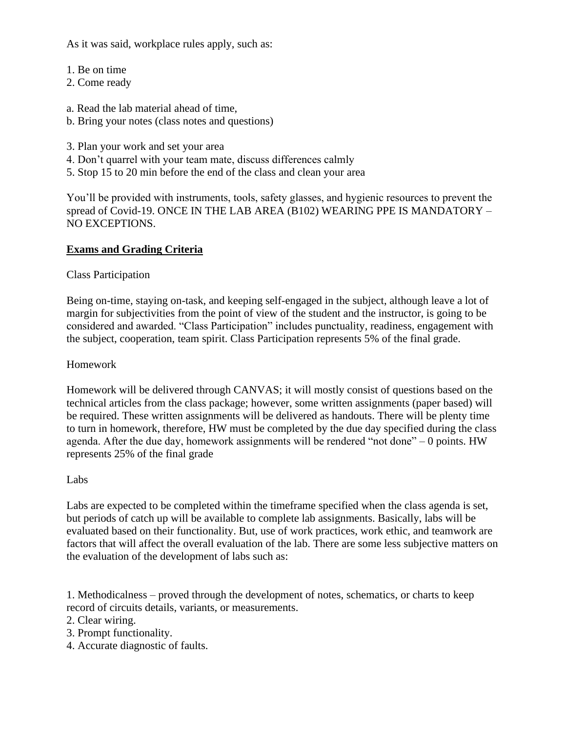As it was said, workplace rules apply, such as:

1. Be on time
2. Come ready

a. Read the lab material ahead of time,
b. Bring your notes (class notes and questions)

3. Plan your work and set your area
4. Don't quarrel with your team mate, discuss differences calmly
5. Stop 15 to 20 min before the end of the class and clean your area

You'll be provided with instruments, tools, safety glasses, and hygienic resources to prevent the spread of Covid-19. ONCE IN THE LAB AREA (B102) WEARING PPE IS MANDATORY – NO EXCEPTIONS.

**Exams and Grading Criteria**

Class Participation

Being on-time, staying on-task, and keeping self-engaged in the subject, although leave a lot of margin for subjectivities from the point of view of the student and the instructor, is going to be considered and awarded. "Class Participation" includes punctuality, readiness, engagement with the subject, cooperation, team spirit. Class Participation represents 5% of the final grade.

Homework

Homework will be delivered through CANVAS; it will mostly consist of questions based on the technical articles from the class package; however, some written assignments (paper based) will be required. These written assignments will be delivered as handouts. There will be plenty time to turn in homework, therefore, HW must be completed by the due day specified during the class agenda. After the due day, homework assignments will be rendered "not done" – 0 points. HW represents 25% of the final grade

Labs

Labs are expected to be completed within the timeframe specified when the class agenda is set, but periods of catch up will be available to complete lab assignments. Basically, labs will be evaluated based on their functionality. But, use of work practices, work ethic, and teamwork are factors that will affect the overall evaluation of the lab. There are some less subjective matters on the evaluation of the development of labs such as:

1. Methodicalness – proved through the development of notes, schematics, or charts to keep record of circuits details, variants, or measurements.
2. Clear wiring.
3. Prompt functionality.
4. Accurate diagnostic of faults.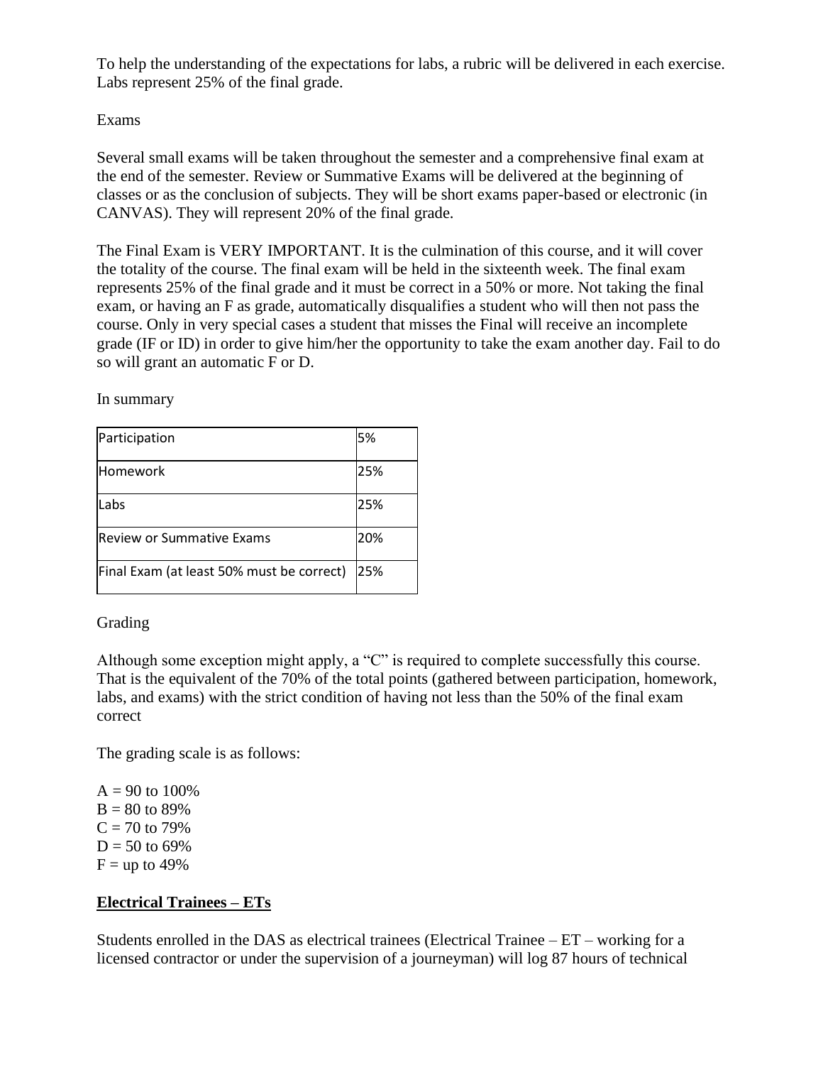To help the understanding of the expectations for labs, a rubric will be delivered in each exercise. Labs represent 25% of the final grade.

Exams

Several small exams will be taken throughout the semester and a comprehensive final exam at the end of the semester. Review or Summative Exams will be delivered at the beginning of classes or as the conclusion of subjects. They will be short exams paper-based or electronic (in CANVAS). They will represent 20% of the final grade.

The Final Exam is VERY IMPORTANT. It is the culmination of this course, and it will cover the totality of the course. The final exam will be held in the sixteenth week. The final exam represents 25% of the final grade and it must be correct in a 50% or more. Not taking the final exam, or having an F as grade, automatically disqualifies a student who will then not pass the course. Only in very special cases a student that misses the Final will receive an incomplete grade (IF or ID) in order to give him/her the opportunity to take the exam another day. Fail to do so will grant an automatic F or D.

In summary

| | |
|---|---|
| Participation | 5% |
| Homework | 25% |
| Labs | 25% |
| Review or Summative Exams | 20% |
| Final Exam (at least 50% must be correct) | 25% |

Grading

Although some exception might apply, a "C" is required to complete successfully this course. That is the equivalent of the 70% of the total points (gathered between participation, homework, labs, and exams) with the strict condition of having not less than the 50% of the final exam correct

The grading scale is as follows:

A = 90 to 100%  
B = 80 to 89%  
C = 70 to 79%  
D = 50 to 69%  
F = up to 49%

## Electrical Trainees – ETs

Students enrolled in the DAS as electrical trainees (Electrical Trainee – ET – working for a licensed contractor or under the supervision of a journeyman) will log 87 hours of technical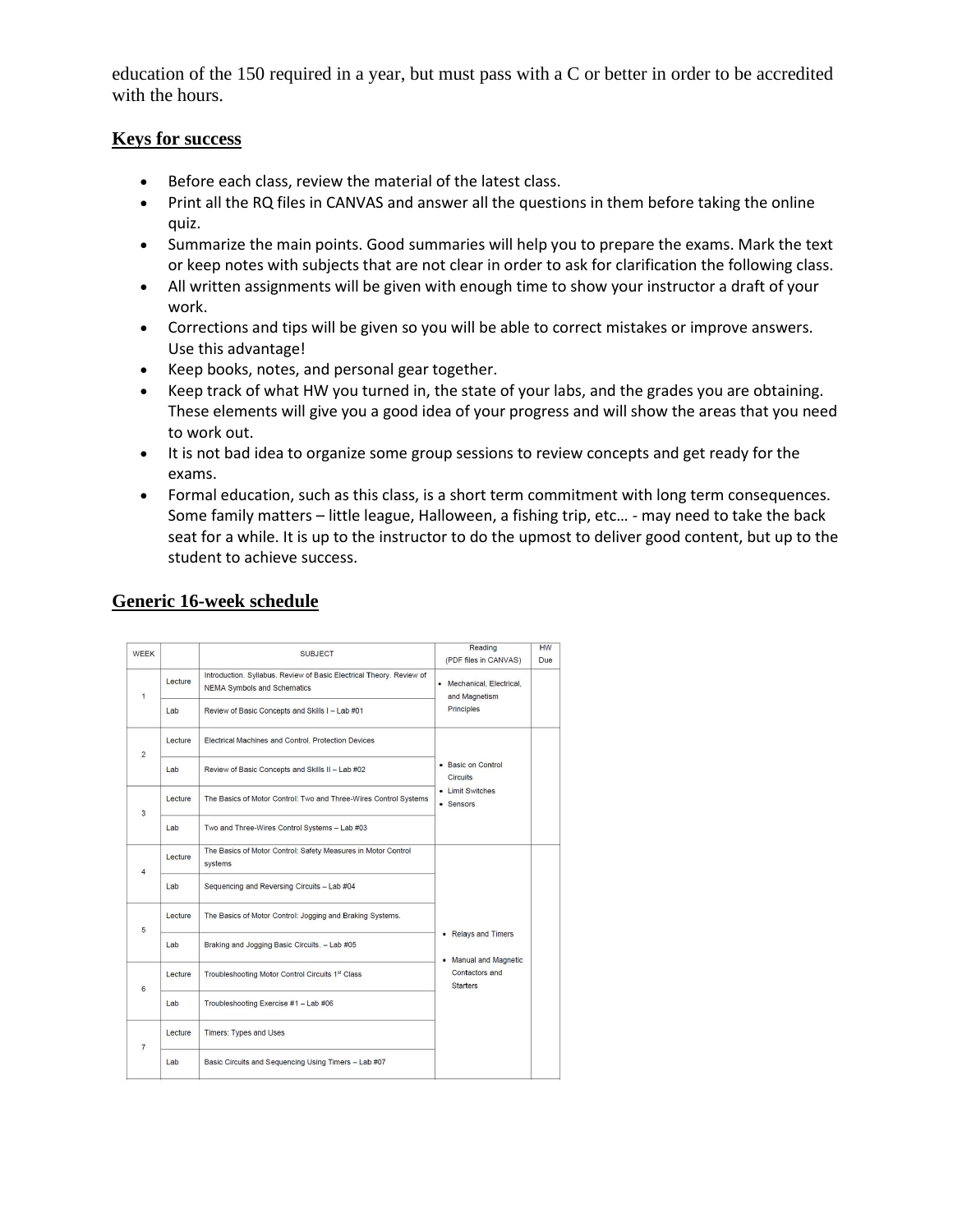education of the 150 required in a year, but must pass with a C or better in order to be accredited with the hours.

## Keys for success

- Before each class, review the material of the latest class.
- Print all the RQ files in CANVAS and answer all the questions in them before taking the online quiz.
- Summarize the main points. Good summaries will help you to prepare the exams. Mark the text or keep notes with subjects that are not clear in order to ask for clarification the following class.
- All written assignments will be given with enough time to show your instructor a draft of your work.
- Corrections and tips will be given so you will be able to correct mistakes or improve answers. Use this advantage!
- Keep books, notes, and personal gear together.
- Keep track of what HW you turned in, the state of your labs, and the grades you are obtaining. These elements will give you a good idea of your progress and will show the areas that you need to work out.
- It is not bad idea to organize some group sessions to review concepts and get ready for the exams.
- Formal education, such as this class, is a short term commitment with long term consequences. Some family matters – little league, Halloween, a fishing trip, etc… - may need to take the back seat for a while. It is up to the instructor to do the upmost to deliver good content, but up to the student to achieve success.

## Generic 16-week schedule

| WEEK | | SUBJECT | Reading (PDF files in CANVAS) | HW Due |
|---|---|---|---|---|
| 1 | Lecture | Introduction. Syllabus. Review of Basic Electrical Theory. Review of NEMA Symbols and Schematics | • Mechanical, Electrical, and Magnetism Principles | |
| | Lab | Review of Basic Concepts and Skills I – Lab #01 | | |
| 2 | Lecture | Electrical Machines and Control. Protection Devices | • Basic on Control Circuits<br>• Limit Switches<br>• Sensors | |
| | Lab | Review of Basic Concepts and Skills II – Lab #02 | | |
| 3 | Lecture | The Basics of Motor Control: Two and Three-Wires Control Systems | | |
| | Lab | Two and Three-Wires Control Systems – Lab #03 | | |
| 4 | Lecture | The Basics of Motor Control: Safety Measures in Motor Control systems | • Relays and Timers<br>• Manual and Magnetic Contactors and Starters | |
| | Lab | Sequencing and Reversing Circuits – Lab #04 | | |
| 5 | Lecture | The Basics of Motor Control: Jogging and Braking Systems. | | |
| | Lab | Braking and Jogging Basic Circuits. – Lab #05 | | |
| 6 | Lecture | Troubleshooting Motor Control Circuits 1st Class | | |
| | Lab | Troubleshooting Exercise #1 – Lab #06 | | |
| 7 | Lecture | Timers: Types and Uses | | |
| | Lab | Basic Circuits and Sequencing Using Timers – Lab #07 | | |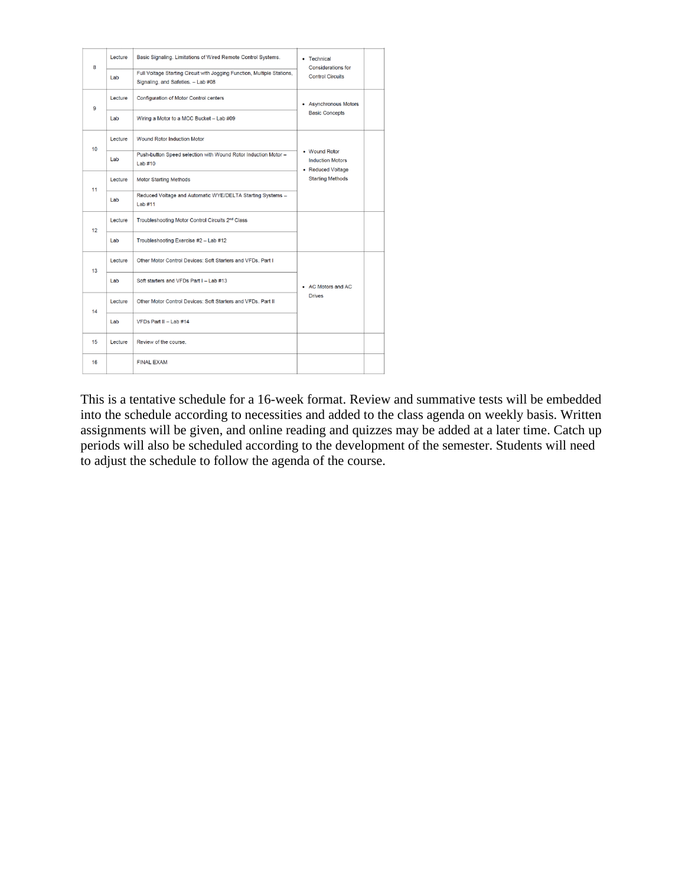| | | | | |
|---|---|---|---|---|
| 8 | Lecture | Basic Signaling. Limitations of Wired Remote Control Systems. | • Technical Considerations for Control Circuits | |
| | Lab | Full Voltage Starting Circuit with Jogging Function, Multiple Stations, Signaling, and Safeties. – Lab #08 | | |
| 9 | Lecture | Configuration of Motor Control centers | • Asynchronous Motors Basic Concepts | |
| | Lab | Wiring a Motor to a MCC Bucket – Lab #09 | | |
| 10 | Lecture | Wound Rotor Induction Motor | • Wound Rotor Induction Motors<br>• Reduced Voltage Starting Methods | |
| | Lab | Push-button Speed selection with Wound Rotor Induction Motor – Lab #10 | | |
| 11 | Lecture | Motor Starting Methods | | |
| | Lab | Reduced Voltage and Automatic WYE/DELTA Starting Systems – Lab #11 | | |
| 12 | Lecture | Troubleshooting Motor Control Circuits 2nd Class | | |
| | Lab | Troubleshooting Exercise #2 – Lab #12 | | |
| 13 | Lecture | Other Motor Control Devices: Soft Starters and VFDs. Part I | • AC Motors and AC Drives | |
| | Lab | Soft starters and VFDs Part I – Lab #13 | | |
| 14 | Lecture | Other Motor Control Devices: Soft Starters and VFDs. Part II | | |
| | Lab | VFDs Part II – Lab #14 | | |
| 15 | Lecture | Review of the course. | | |
| 16 | | FINAL EXAM | | |

This is a tentative schedule for a 16-week format. Review and summative tests will be embedded into the schedule according to necessities and added to the class agenda on weekly basis. Written assignments will be given, and online reading and quizzes may be added at a later time. Catch up periods will also be scheduled according to the development of the semester. Students will need to adjust the schedule to follow the agenda of the course.